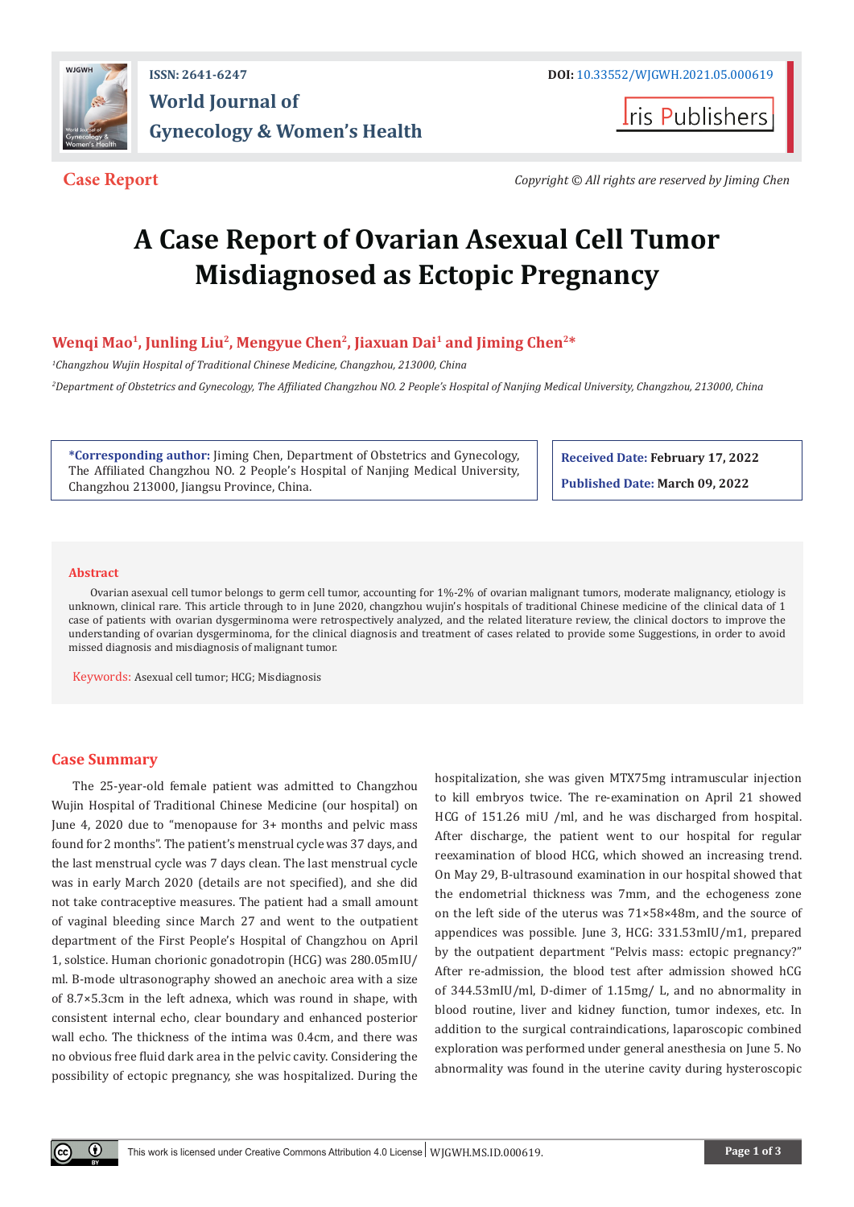ISSN: 2641-6247

World Journal of Gynecology & Women's Health

DOI: 10.33552/WJGWH.2021.05.000619

Iris Publishers

**Case Report**

*Copyright © All rights are reserved by Jiming Chen*

# A Case Report of Ovarian Asexual Cell Tumor Misdiagnosed as Ectopic Pregnancy

**Wenqi Mao[1], Junling Liu[2], Mengyue Chen[2], Jiaxuan Dai[1] and Jiming Chen[2]***

*[1]Changzhou Wujin Hospital of Traditional Chinese Medicine, Changzhou, 213000, China*

*[2]Department of Obstetrics and Gynecology, The Affiliated Changzhou NO. 2 People's Hospital of Nanjing Medical University, Changzhou, 213000, China*

**\*Corresponding author:** Jiming Chen, Department of Obstetrics and Gynecology, The Affiliated Changzhou NO. 2 People's Hospital of Nanjing Medical University, Changzhou 213000, Jiangsu Province, China.

**Received Date:** February 17, 2022

**Published Date:** March 09, 2022

## Abstract

Ovarian asexual cell tumor belongs to germ cell tumor, accounting for 1%-2% of ovarian malignant tumors, moderate malignancy, etiology is unknown, clinical rare. This article through to in June 2020, changzhou wujin's hospitals of traditional Chinese medicine of the clinical data of 1 case of patients with ovarian dysgerminoma were retrospectively analyzed, and the related literature review, the clinical doctors to improve the understanding of ovarian dysgerminoma, for the clinical diagnosis and treatment of cases related to provide some Suggestions, in order to avoid missed diagnosis and misdiagnosis of malignant tumor.

**Keywords:** Asexual cell tumor; HCG; Misdiagnosis

## Case Summary

The 25-year-old female patient was admitted to Changzhou Wujin Hospital of Traditional Chinese Medicine (our hospital) on June 4, 2020 due to "menopause for 3+ months and pelvic mass found for 2 months". The patient's menstrual cycle was 37 days, and the last menstrual cycle was 7 days clean. The last menstrual cycle was in early March 2020 (details are not specified), and she did not take contraceptive measures. The patient had a small amount of vaginal bleeding since March 27 and went to the outpatient department of the First People's Hospital of Changzhou on April 1, solstice. Human chorionic gonadotropin (HCG) was 280.05mIU/ml. B-mode ultrasonography showed an anechoic area with a size of 8.7×5.3cm in the left adnexa, which was round in shape, with consistent internal echo, clear boundary and enhanced posterior wall echo. The thickness of the intima was 0.4cm, and there was no obvious free fluid dark area in the pelvic cavity. Considering the possibility of ectopic pregnancy, she was hospitalized. During the hospitalization, she was given MTX75mg intramuscular injection to kill embryos twice. The re-examination on April 21 showed HCG of 151.26 miU /ml, and he was discharged from hospital. After discharge, the patient went to our hospital for regular reexamination of blood HCG, which showed an increasing trend. On May 29, B-ultrasound examination in our hospital showed that the endometrial thickness was 7mm, and the echogeness zone on the left side of the uterus was 71×58×48m, and the source of appendices was possible. June 3, HCG: 331.53mIU/m1, prepared by the outpatient department "Pelvis mass: ectopic pregnancy?" After re-admission, the blood test after admission showed hCG of 344.53mIU/ml, D-dimer of 1.15mg/ L, and no abnormality in blood routine, liver and kidney function, tumor indexes, etc. In addition to the surgical contraindications, laparoscopic combined exploration was performed under general anesthesia on June 5. No abnormality was found in the uterine cavity during hysteroscopic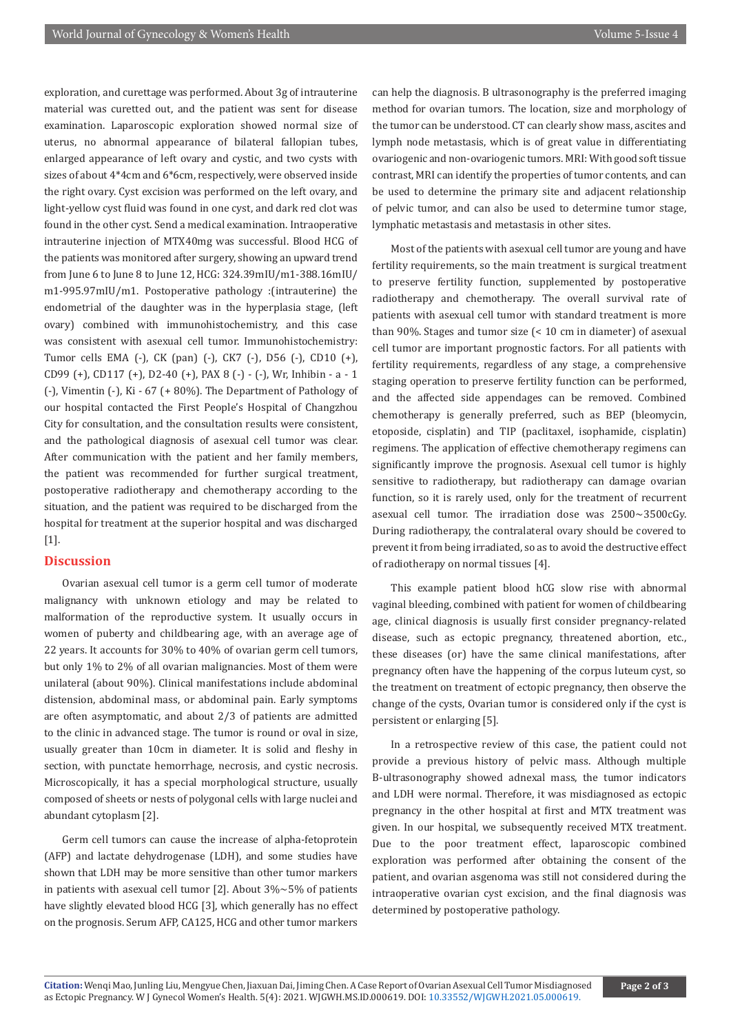exploration, and curettage was performed. About 3g of intrauterine material was curetted out, and the patient was sent for disease examination. Laparoscopic exploration showed normal size of uterus, no abnormal appearance of bilateral fallopian tubes, enlarged appearance of left ovary and cystic, and two cysts with sizes of about 4*4cm and 6*6cm, respectively, were observed inside the right ovary. Cyst excision was performed on the left ovary, and light-yellow cyst fluid was found in one cyst, and dark red clot was found in the other cyst. Send a medical examination. Intraoperative intrauterine injection of MTX40mg was successful. Blood HCG of the patients was monitored after surgery, showing an upward trend from June 6 to June 8 to June 12, HCG: 324.39mIU/m1-388.16mIU/m1-995.97mIU/m1. Postoperative pathology :(intrauterine) the endometrial of the daughter was in the hyperplasia stage, (left ovary) combined with immunohistochemistry, and this case was consistent with asexual cell tumor. Immunohistochemistry: Tumor cells EMA (-), CK (pan) (-), CK7 (-), D56 (-), CD10 (+), CD99 (+), CD117 (+), D2-40 (+), PAX 8 (-) - (-), Wr, Inhibin - a - 1 (-), Vimentin (-), Ki - 67 (+ 80%). The Department of Pathology of our hospital contacted the First People's Hospital of Changzhou City for consultation, and the consultation results were consistent, and the pathological diagnosis of asexual cell tumor was clear. After communication with the patient and her family members, the patient was recommended for further surgical treatment, postoperative radiotherapy and chemotherapy according to the situation, and the patient was required to be discharged from the hospital for treatment at the superior hospital and was discharged [1].

## Discussion

Ovarian asexual cell tumor is a germ cell tumor of moderate malignancy with unknown etiology and may be related to malformation of the reproductive system. It usually occurs in women of puberty and childbearing age, with an average age of 22 years. It accounts for 30% to 40% of ovarian germ cell tumors, but only 1% to 2% of all ovarian malignancies. Most of them were unilateral (about 90%). Clinical manifestations include abdominal distension, abdominal mass, or abdominal pain. Early symptoms are often asymptomatic, and about 2/3 of patients are admitted to the clinic in advanced stage. The tumor is round or oval in size, usually greater than 10cm in diameter. It is solid and fleshy in section, with punctate hemorrhage, necrosis, and cystic necrosis. Microscopically, it has a special morphological structure, usually composed of sheets or nests of polygonal cells with large nuclei and abundant cytoplasm [2].

Germ cell tumors can cause the increase of alpha-fetoprotein (AFP) and lactate dehydrogenase (LDH), and some studies have shown that LDH may be more sensitive than other tumor markers in patients with asexual cell tumor [2]. About 3%~5% of patients have slightly elevated blood HCG [3], which generally has no effect on the prognosis. Serum AFP, CA125, HCG and other tumor markers can help the diagnosis. B ultrasonography is the preferred imaging method for ovarian tumors. The location, size and morphology of the tumor can be understood. CT can clearly show mass, ascites and lymph node metastasis, which is of great value in differentiating ovariogenic and non-ovariogenic tumors. MRI: With good soft tissue contrast, MRI can identify the properties of tumor contents, and can be used to determine the primary site and adjacent relationship of pelvic tumor, and can also be used to determine tumor stage, lymphatic metastasis and metastasis in other sites.

Most of the patients with asexual cell tumor are young and have fertility requirements, so the main treatment is surgical treatment to preserve fertility function, supplemented by postoperative radiotherapy and chemotherapy. The overall survival rate of patients with asexual cell tumor with standard treatment is more than 90%. Stages and tumor size (< 10 cm in diameter) of asexual cell tumor are important prognostic factors. For all patients with fertility requirements, regardless of any stage, a comprehensive staging operation to preserve fertility function can be performed, and the affected side appendages can be removed. Combined chemotherapy is generally preferred, such as BEP (bleomycin, etoposide, cisplatin) and TIP (paclitaxel, isophamide, cisplatin) regimens. The application of effective chemotherapy regimens can significantly improve the prognosis. Asexual cell tumor is highly sensitive to radiotherapy, but radiotherapy can damage ovarian function, so it is rarely used, only for the treatment of recurrent asexual cell tumor. The irradiation dose was 2500~3500cGy. During radiotherapy, the contralateral ovary should be covered to prevent it from being irradiated, so as to avoid the destructive effect of radiotherapy on normal tissues [4].

This example patient blood hCG slow rise with abnormal vaginal bleeding, combined with patient for women of childbearing age, clinical diagnosis is usually first consider pregnancy-related disease, such as ectopic pregnancy, threatened abortion, etc., these diseases (or) have the same clinical manifestations, after pregnancy often have the happening of the corpus luteum cyst, so the treatment on treatment of ectopic pregnancy, then observe the change of the cysts, Ovarian tumor is considered only if the cyst is persistent or enlarging [5].

In a retrospective review of this case, the patient could not provide a previous history of pelvic mass. Although multiple B-ultrasonography showed adnexal mass, the tumor indicators and LDH were normal. Therefore, it was misdiagnosed as ectopic pregnancy in the other hospital at first and MTX treatment was given. In our hospital, we subsequently received MTX treatment. Due to the poor treatment effect, laparoscopic combined exploration was performed after obtaining the consent of the patient, and ovarian asgenoma was still not considered during the intraoperative ovarian cyst excision, and the final diagnosis was determined by postoperative pathology.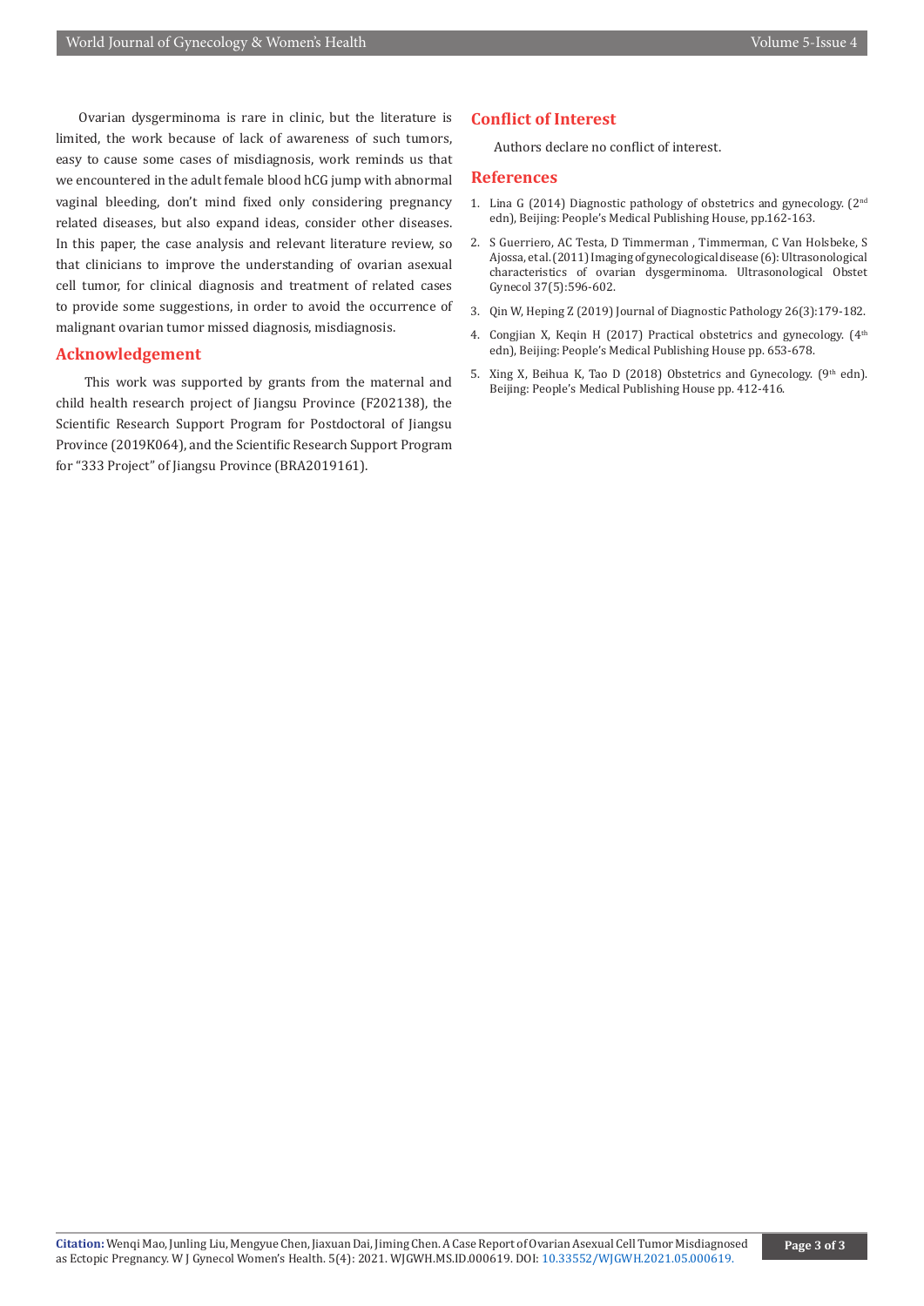Ovarian dysgerminoma is rare in clinic, but the literature is limited, the work because of lack of awareness of such tumors, easy to cause some cases of misdiagnosis, work reminds us that we encountered in the adult female blood hCG jump with abnormal vaginal bleeding, don't mind fixed only considering pregnancy related diseases, but also expand ideas, consider other diseases. In this paper, the case analysis and relevant literature review, so that clinicians to improve the understanding of ovarian asexual cell tumor, for clinical diagnosis and treatment of related cases to provide some suggestions, in order to avoid the occurrence of malignant ovarian tumor missed diagnosis, misdiagnosis.

## Acknowledgement

This work was supported by grants from the maternal and child health research project of Jiangsu Province (F202138), the Scientific Research Support Program for Postdoctoral of Jiangsu Province (2019K064), and the Scientific Research Support Program for "333 Project" of Jiangsu Province (BRA2019161).

## Conflict of Interest

Authors declare no conflict of interest.

## References

1. Lina G (2014) Diagnostic pathology of obstetrics and gynecology. (2nd edn), Beijing: People's Medical Publishing House, pp.162-163.
2. S Guerriero, AC Testa, D Timmerman , Timmerman, C Van Holsbeke, S Ajossa, et al. (2011) Imaging of gynecological disease (6): Ultrasonological characteristics of ovarian dysgerminoma. Ultrasonological Obstet Gynecol 37(5):596-602.
3. Qin W, Heping Z (2019) Journal of Diagnostic Pathology 26(3):179-182.
4. Congjian X, Keqin H (2017) Practical obstetrics and gynecology. (4th edn), Beijing: People's Medical Publishing House pp. 653-678.
5. Xing X, Beihua K, Tao D (2018) Obstetrics and Gynecology. (9th edn). Beijing: People's Medical Publishing House pp. 412-416.